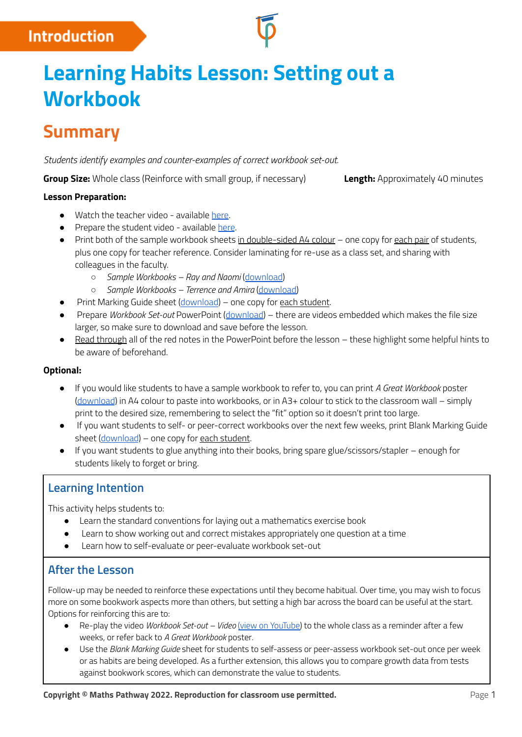Introduction

# Learning Habits Lesson: Setting out a Workbook

## Summary

*Students identify examples and counter-examples of correct workbook set-out.*

**Group Size:** Whole class (Reinforce with small group, if necessary) **Length:** Approximately 40 minutes

**Lesson Preparation:**

- Watch the teacher video - available here.
- Prepare the student video - available here.
- Print both of the sample workbook sheets in double-sided A4 colour – one copy for each pair of students, plus one copy for teacher reference. Consider laminating for re-use as a class set, and sharing with colleagues in the faculty.
  - *Sample Workbooks – Ray and Naomi* (download)
  - *Sample Workbooks – Terrence and Amira* (download)
- Print Marking Guide sheet (download) – one copy for each student.
- Prepare *Workbook Set-out* PowerPoint (download) – there are videos embedded which makes the file size larger, so make sure to download and save before the lesson.
- Read through all of the red notes in the PowerPoint before the lesson – these highlight some helpful hints to be aware of beforehand.

**Optional:**

- If you would like students to have a sample workbook to refer to, you can print *A Great Workbook* poster (download) in A4 colour to paste into workbooks, or in A3+ colour to stick to the classroom wall – simply print to the desired size, remembering to select the "fit" option so it doesn't print too large.
- If you want students to self- or peer-correct workbooks over the next few weeks, print Blank Marking Guide sheet (download) – one copy for each student.
- If you want students to glue anything into their books, bring spare glue/scissors/stapler – enough for students likely to forget or bring.

### Learning Intention

This activity helps students to:

- Learn the standard conventions for laying out a mathematics exercise book
- Learn to show working out and correct mistakes appropriately one question at a time
- Learn how to self-evaluate or peer-evaluate workbook set-out

### After the Lesson

Follow-up may be needed to reinforce these expectations until they become habitual. Over time, you may wish to focus more on some bookwork aspects more than others, but setting a high bar across the board can be useful at the start. Options for reinforcing this are to:

- Re-play the video *Workbook Set-out – Video* (view on YouTube) to the whole class as a reminder after a few weeks, or refer back to *A Great Workbook* poster.
- Use the *Blank Marking Guide* sheet for students to self-assess or peer-assess workbook set-out once per week or as habits are being developed. As a further extension, this allows you to compare growth data from tests against bookwork scores, which can demonstrate the value to students.

**Copyright © Maths Pathway 2022. Reproduction for classroom use permitted.**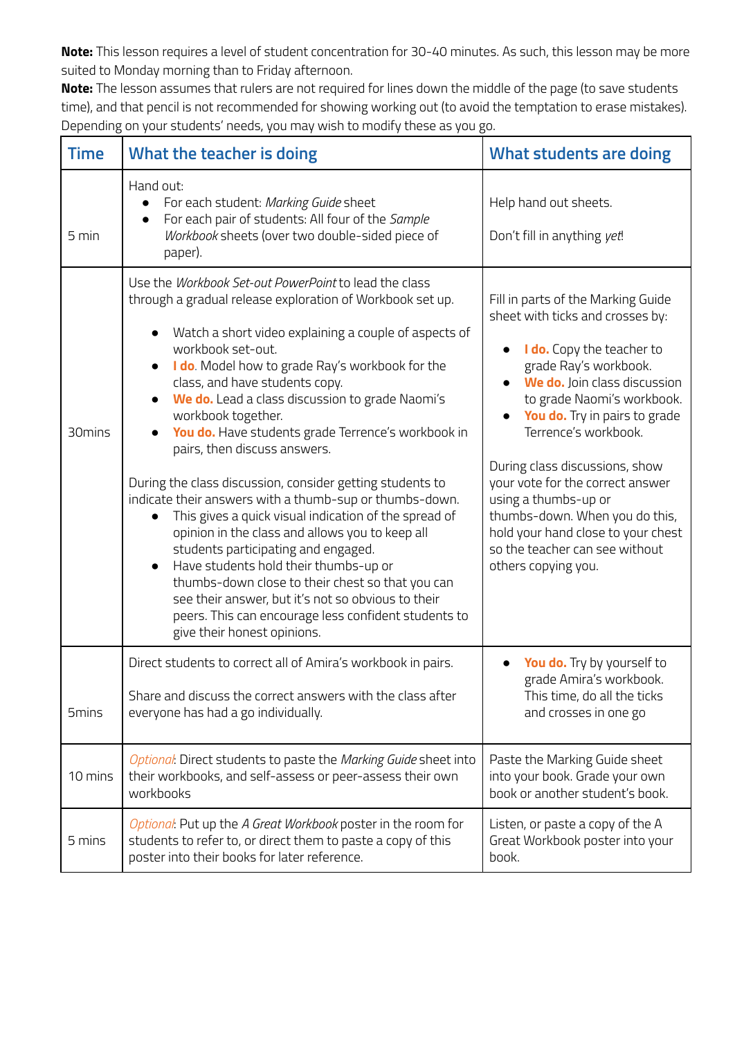**Note:** This lesson requires a level of student concentration for 30-40 minutes. As such, this lesson may be more suited to Monday morning than to Friday afternoon.

**Note:** The lesson assumes that rulers are not required for lines down the middle of the page (to save students time), and that pencil is not recommended for showing working out (to avoid the temptation to erase mistakes). Depending on your students' needs, you may wish to modify these as you go.

| Time | What the teacher is doing | What students are doing |
|---|---|---|
| 5 min | Hand out:<br>● For each student: *Marking Guide* sheet<br>● For each pair of students: All four of the *Sample Workbook* sheets (over two double-sided piece of paper). | Help hand out sheets.<br><br>Don't fill in anything *yet*! |
| 30mins | Use the *Workbook Set-out PowerPoint* to lead the class through a gradual release exploration of Workbook set up.<br><br>● Watch a short video explaining a couple of aspects of workbook set-out.<br>● **I do**. Model how to grade Ray's workbook for the class, and have students copy.<br>● **We do.** Lead a class discussion to grade Naomi's workbook together.<br>● **You do.** Have students grade Terrence's workbook in pairs, then discuss answers.<br><br>During the class discussion, consider getting students to indicate their answers with a thumb-sup or thumbs-down.<br>● This gives a quick visual indication of the spread of opinion in the class and allows you to keep all students participating and engaged.<br>● Have students hold their thumbs-up or thumbs-down close to their chest so that you can see their answer, but it's not so obvious to their peers. This can encourage less confident students to give their honest opinions. | Fill in parts of the Marking Guide sheet with ticks and crosses by:<br><br>● **I do.** Copy the teacher to grade Ray's workbook.<br>● **We do.** Join class discussion to grade Naomi's workbook.<br>● **You do.** Try in pairs to grade Terrence's workbook.<br><br>During class discussions, show your vote for the correct answer using a thumbs-up or thumbs-down. When you do this, hold your hand close to your chest so the teacher can see without others copying you. |
| 5mins | Direct students to correct all of Amira's workbook in pairs.<br><br>Share and discuss the correct answers with the class after everyone has had a go individually. | ● **You do.** Try by yourself to grade Amira's workbook. This time, do all the ticks and crosses in one go |
| 10 mins | *Optional*: Direct students to paste the *Marking Guide* sheet into their workbooks, and self-assess or peer-assess their own workbooks | Paste the Marking Guide sheet into your book. Grade your own book or another student's book. |
| 5 mins | *Optional*: Put up the *A Great Workbook* poster in the room for students to refer to, or direct them to paste a copy of this poster into their books for later reference. | Listen, or paste a copy of the A Great Workbook poster into your book. |